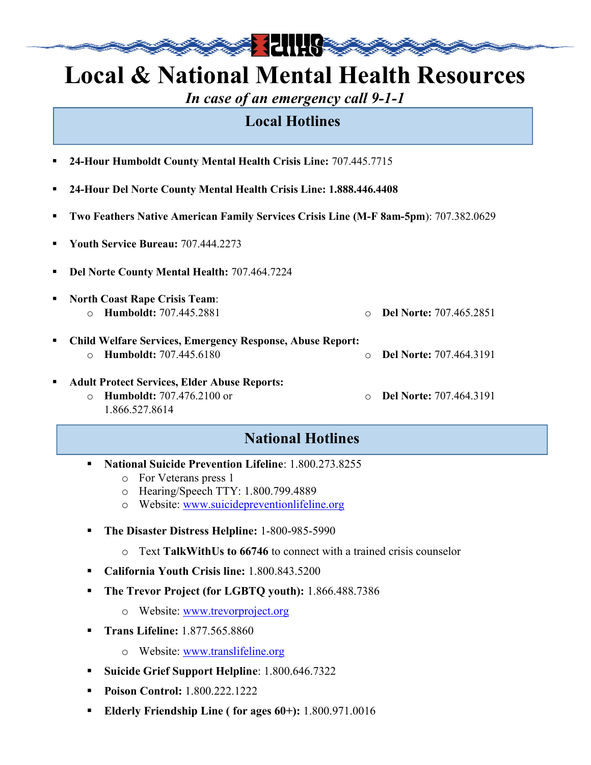# Local & National Mental Health Resources

*In case of an emergency call 9-1-1*

## Local Hotlines

- **24-Hour Humboldt County Mental Health Crisis Line:** 707.445.7715
- **24-Hour Del Norte County Mental Health Crisis Line: 1.888.446.4408**
- **Two Feathers Native American Family Services Crisis Line (M-F 8am-5pm)**: 707.382.0629
- **Youth Service Bureau:** 707.444.2273
- **Del Norte County Mental Health:** 707.464.7224
- **North Coast Rape Crisis Team**:
  - **Humboldt:** 707.445.2881
  - **Del Norte:** 707.465.2851
- **Child Welfare Services, Emergency Response, Abuse Report:**
  - **Humboldt:** 707.445.6180
  - **Del Norte:** 707.464.3191
- **Adult Protect Services, Elder Abuse Reports:**
  - **Humboldt:** 707.476.2100 or 1.866.527.8614
  - **Del Norte:** 707.464.3191

## National Hotlines

- **National Suicide Prevention Lifeline**: 1.800.273.8255
  - For Veterans press 1
  - Hearing/Speech TTY: 1.800.799.4889
  - Website: www.suicidepreventionlifeline.org
- **The Disaster Distress Helpline:** 1-800-985-5990
  - Text **TalkWithUs to 66746** to connect with a trained crisis counselor
- **California Youth Crisis line:** 1.800.843.5200
- **The Trevor Project (for LGBTQ youth):** 1.866.488.7386
  - Website: www.trevorproject.org
- **Trans Lifeline:** 1.877.565.8860
  - Website: www.translifeline.org
- **Suicide Grief Support Helpline**: 1.800.646.7322
- **Poison Control:** 1.800.222.1222
- **Elderly Friendship Line ( for ages 60+):** 1.800.971.0016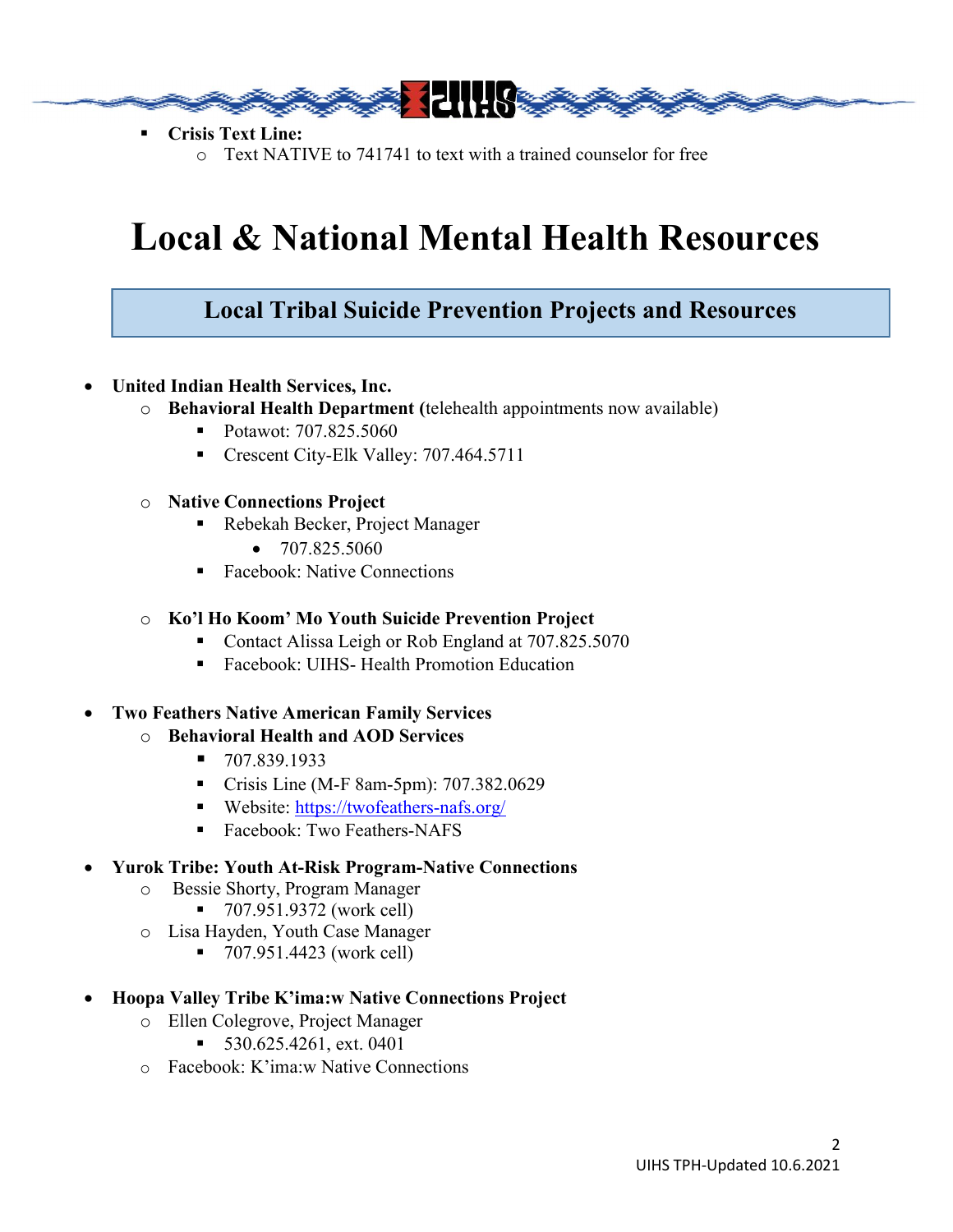- **Crisis Text Line:**
  - Text NATIVE to 741741 to text with a trained counselor for free

# Local & National Mental Health Resources

## Local Tribal Suicide Prevention Projects and Resources

- **United Indian Health Services, Inc.**
  - **Behavioral Health Department (**telehealth appointments now available)
    - Potawot: 707.825.5060
    - Crescent City-Elk Valley: 707.464.5711
  - **Native Connections Project**
    - Rebekah Becker, Project Manager
      - 707.825.5060
    - Facebook: Native Connections
  - **Ko'l Ho Koom' Mo Youth Suicide Prevention Project**
    - Contact Alissa Leigh or Rob England at 707.825.5070
    - Facebook: UIHS- Health Promotion Education
- **Two Feathers Native American Family Services**
  - **Behavioral Health and AOD Services**
    - 707.839.1933
    - Crisis Line (M-F 8am-5pm): 707.382.0629
    - Website: https://twofeathers-nafs.org/
    - Facebook: Two Feathers-NAFS
- **Yurok Tribe: Youth At-Risk Program-Native Connections**
  - Bessie Shorty, Program Manager
    - 707.951.9372 (work cell)
  - Lisa Hayden, Youth Case Manager
    - 707.951.4423 (work cell)
- **Hoopa Valley Tribe K'ima:w Native Connections Project**
  - Ellen Colegrove, Project Manager
    - 530.625.4261, ext. 0401
  - Facebook: K'ima:w Native Connections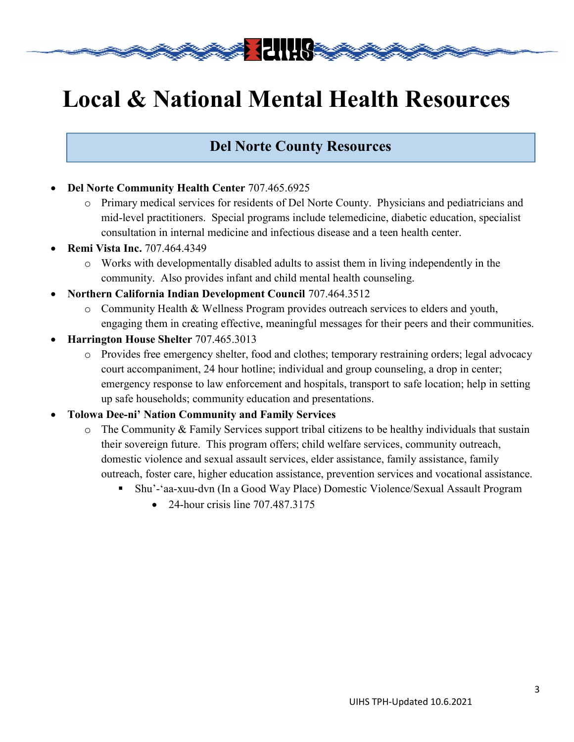# Local & National Mental Health Resources

## Del Norte County Resources

- **Del Norte Community Health Center** 707.465.6925
  - Primary medical services for residents of Del Norte County. Physicians and pediatricians and mid-level practitioners. Special programs include telemedicine, diabetic education, specialist consultation in internal medicine and infectious disease and a teen health center.
- **Remi Vista Inc.** 707.464.4349
  - Works with developmentally disabled adults to assist them in living independently in the community. Also provides infant and child mental health counseling.
- **Northern California Indian Development Council** 707.464.3512
  - Community Health & Wellness Program provides outreach services to elders and youth, engaging them in creating effective, meaningful messages for their peers and their communities.
- **Harrington House Shelter** 707.465.3013
  - Provides free emergency shelter, food and clothes; temporary restraining orders; legal advocacy court accompaniment, 24 hour hotline; individual and group counseling, a drop in center; emergency response to law enforcement and hospitals, transport to safe location; help in setting up safe households; community education and presentations.
- **Tolowa Dee-ni' Nation Community and Family Services**
  - The Community & Family Services support tribal citizens to be healthy individuals that sustain their sovereign future. This program offers; child welfare services, community outreach, domestic violence and sexual assault services, elder assistance, family assistance, family outreach, foster care, higher education assistance, prevention services and vocational assistance.
    - Shu'-'aa-xuu-dvn (In a Good Way Place) Domestic Violence/Sexual Assault Program
      - 24-hour crisis line 707.487.3175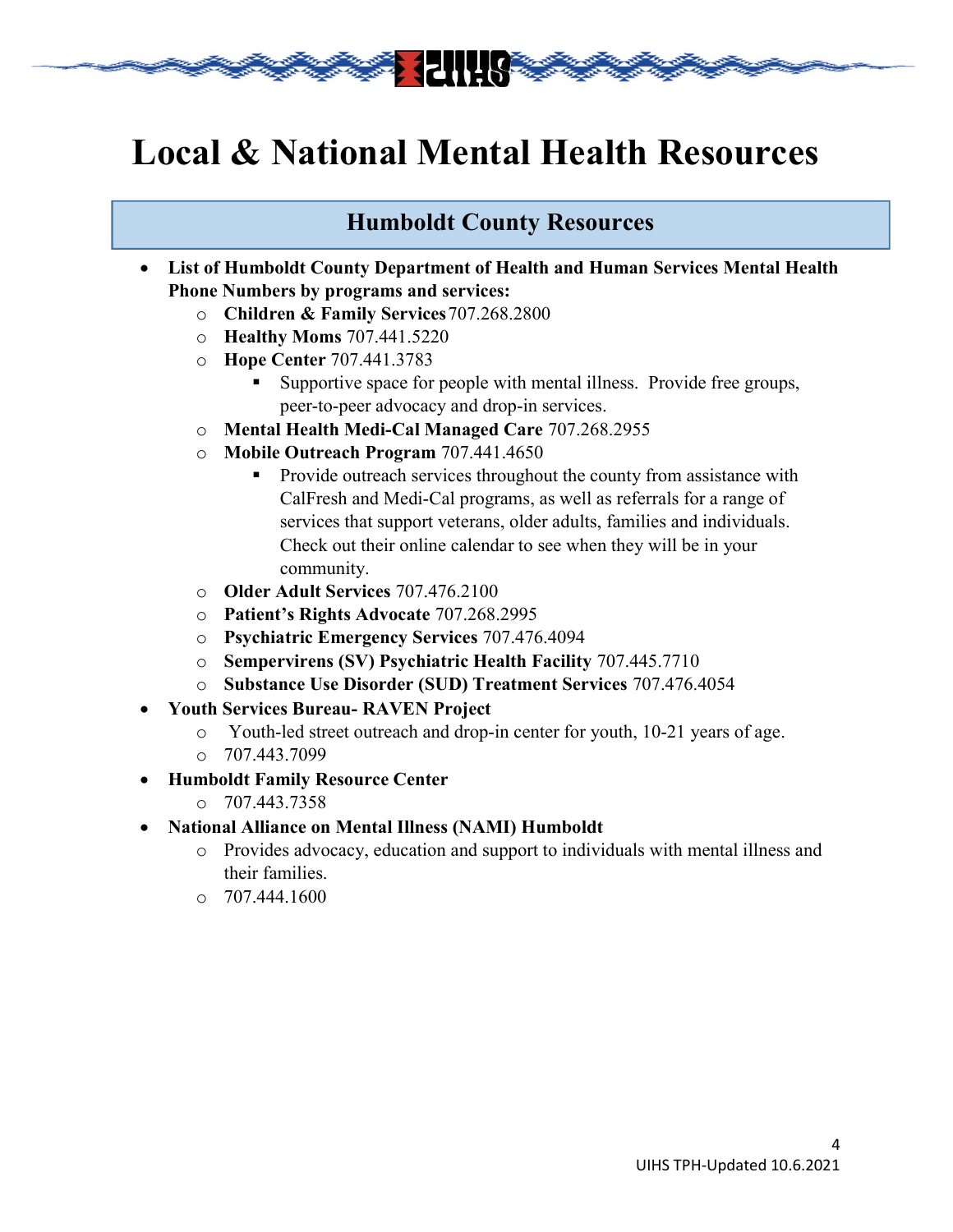# Local & National Mental Health Resources

## Humboldt County Resources

- **List of Humboldt County Department of Health and Human Services Mental Health Phone Numbers by programs and services:**
  - **Children & Family Services** 707.268.2800
  - **Healthy Moms** 707.441.5220
  - **Hope Center** 707.441.3783
    - Supportive space for people with mental illness. Provide free groups, peer-to-peer advocacy and drop-in services.
  - **Mental Health Medi-Cal Managed Care** 707.268.2955
  - **Mobile Outreach Program** 707.441.4650
    - Provide outreach services throughout the county from assistance with CalFresh and Medi-Cal programs, as well as referrals for a range of services that support veterans, older adults, families and individuals. Check out their online calendar to see when they will be in your community.
  - **Older Adult Services** 707.476.2100
  - **Patient's Rights Advocate** 707.268.2995
  - **Psychiatric Emergency Services** 707.476.4094
  - **Sempervirens (SV) Psychiatric Health Facility** 707.445.7710
  - **Substance Use Disorder (SUD) Treatment Services** 707.476.4054
- **Youth Services Bureau- RAVEN Project**
  - Youth-led street outreach and drop-in center for youth, 10-21 years of age.
  - 707.443.7099
- **Humboldt Family Resource Center**
  - 707.443.7358
- **National Alliance on Mental Illness (NAMI) Humboldt**
  - Provides advocacy, education and support to individuals with mental illness and their families.
  - 707.444.1600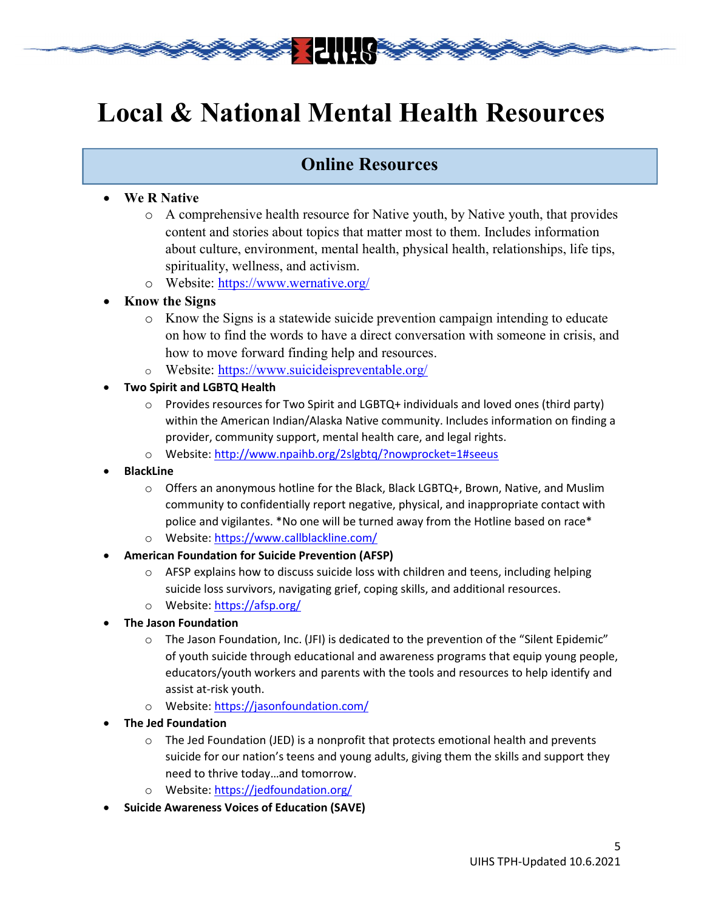# Local & National Mental Health Resources

## Online Resources

- **We R Native**
  - A comprehensive health resource for Native youth, by Native youth, that provides content and stories about topics that matter most to them. Includes information about culture, environment, mental health, physical health, relationships, life tips, spirituality, wellness, and activism.
  - Website: https://www.wernative.org/
- **Know the Signs**
  - Know the Signs is a statewide suicide prevention campaign intending to educate on how to find the words to have a direct conversation with someone in crisis, and how to move forward finding help and resources.
  - Website: https://www.suicideispreventable.org/
- **Two Spirit and LGBTQ Health**
  - Provides resources for Two Spirit and LGBTQ+ individuals and loved ones (third party) within the American Indian/Alaska Native community. Includes information on finding a provider, community support, mental health care, and legal rights.
  - Website: http://www.npaihb.org/2slgbtq/?nowprocket=1#seeus
- **BlackLine**
  - Offers an anonymous hotline for the Black, Black LGBTQ+, Brown, Native, and Muslim community to confidentially report negative, physical, and inappropriate contact with police and vigilantes. *No one will be turned away from the Hotline based on race*
  - Website: https://www.callblackline.com/
- **American Foundation for Suicide Prevention (AFSP)**
  - AFSP explains how to discuss suicide loss with children and teens, including helping suicide loss survivors, navigating grief, coping skills, and additional resources.
  - Website: https://afsp.org/
- **The Jason Foundation**
  - The Jason Foundation, Inc. (JFI) is dedicated to the prevention of the "Silent Epidemic" of youth suicide through educational and awareness programs that equip young people, educators/youth workers and parents with the tools and resources to help identify and assist at-risk youth.
  - Website: https://jasonfoundation.com/
- **The Jed Foundation**
  - The Jed Foundation (JED) is a nonprofit that protects emotional health and prevents suicide for our nation's teens and young adults, giving them the skills and support they need to thrive today…and tomorrow.
  - Website: https://jedfoundation.org/
- **Suicide Awareness Voices of Education (SAVE)**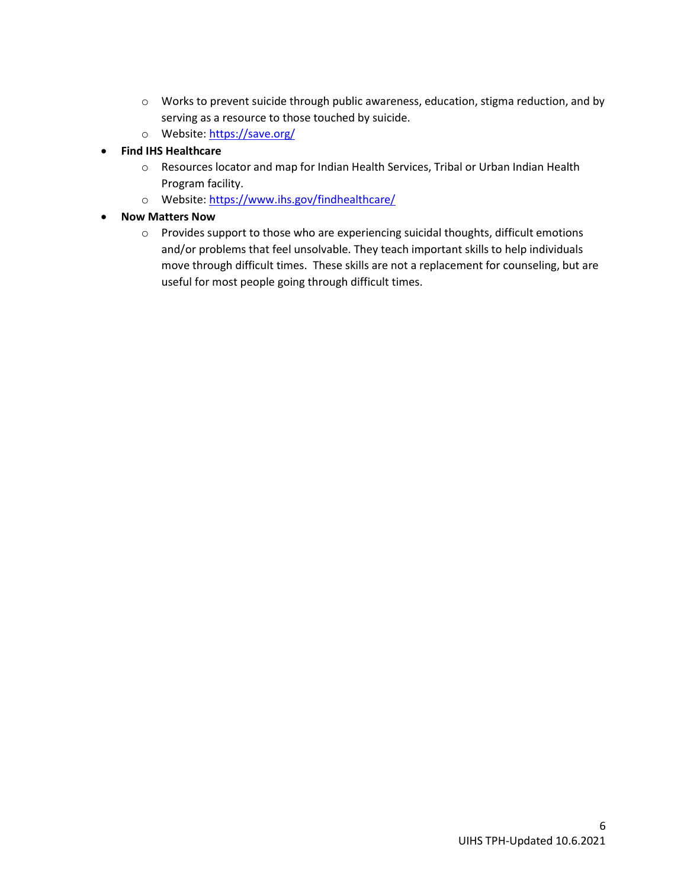- Works to prevent suicide through public awareness, education, stigma reduction, and by serving as a resource to those touched by suicide.
    - Website: https://save.org/
- **Find IHS Healthcare**
    - Resources locator and map for Indian Health Services, Tribal or Urban Indian Health Program facility.
    - Website: https://www.ihs.gov/findhealthcare/
- **Now Matters Now**
    - Provides support to those who are experiencing suicidal thoughts, difficult emotions and/or problems that feel unsolvable. They teach important skills to help individuals move through difficult times. These skills are not a replacement for counseling, but are useful for most people going through difficult times.